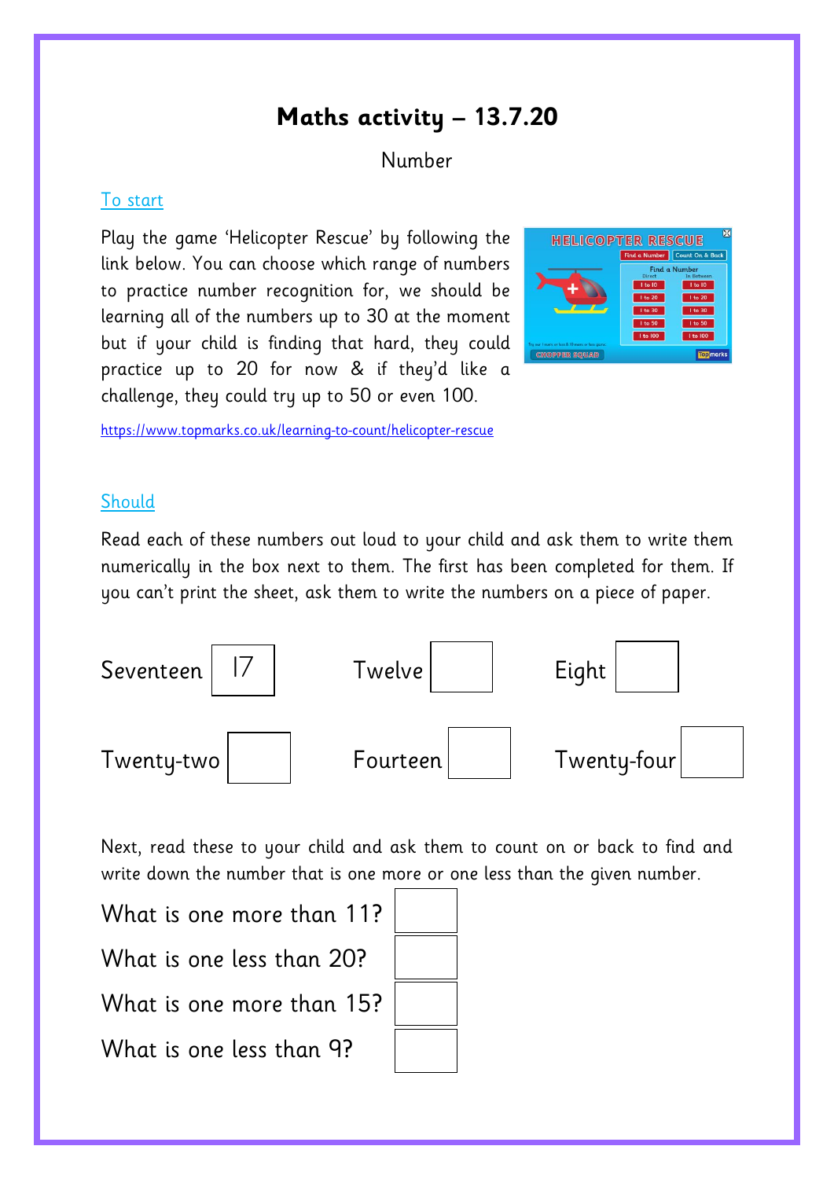# Maths activity – 13.7.20

Number

To start

Play the game 'Helicopter Rescue' by following the link below. You can choose which range of numbers to practice number recognition for, we should be learning all of the numbers up to 30 at the moment but if your child is finding that hard, they could practice up to 20 for now & if they'd like a challenge, they could try up to 50 or even 100.

https://www.topmarks.co.uk/learning-to-count/helicopter-rescue

Should

Read each of these numbers out loud to your child and ask them to write them numerically in the box next to them. The first has been completed for them. If you can't print the sheet, ask them to write the numbers on a piece of paper.

| | | | | | |
|---|---|---|---|---|---|
| Seventeen | 17 | Twelve | | Eight | |
| Twenty-two | | Fourteen | | Twenty-four | |

Next, read these to your child and ask them to count on or back to find and write down the number that is one more or one less than the given number.

| | |
|---|---|
| What is one more than 11? | |
| What is one less than 20? | |
| What is one more than 15? | |
| What is one less than 9? | |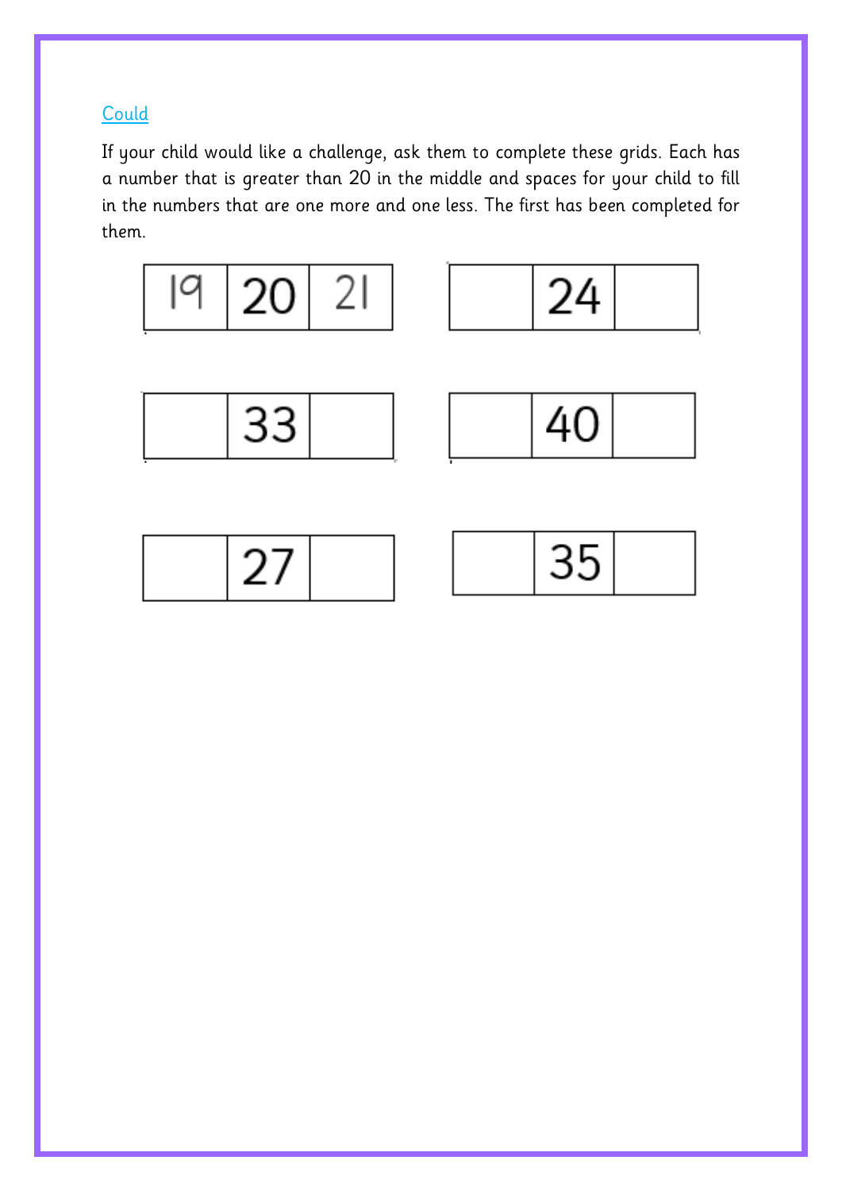Could

If your child would like a challenge, ask them to complete these grids. Each has a number that is greater than 20 in the middle and spaces for your child to fill in the numbers that are one more and one less. The first has been completed for them.

| | | |
|---|---|---|
| 19 | 20 | 21 |

| | | |
|---|---|---|
| | 24 | |

| | | |
|---|---|---|
| | 33 | |

| | | |
|---|---|---|
| | 40 | |

| | | |
|---|---|---|
| | 27 | |

| | | |
|---|---|---|
| | 35 | |